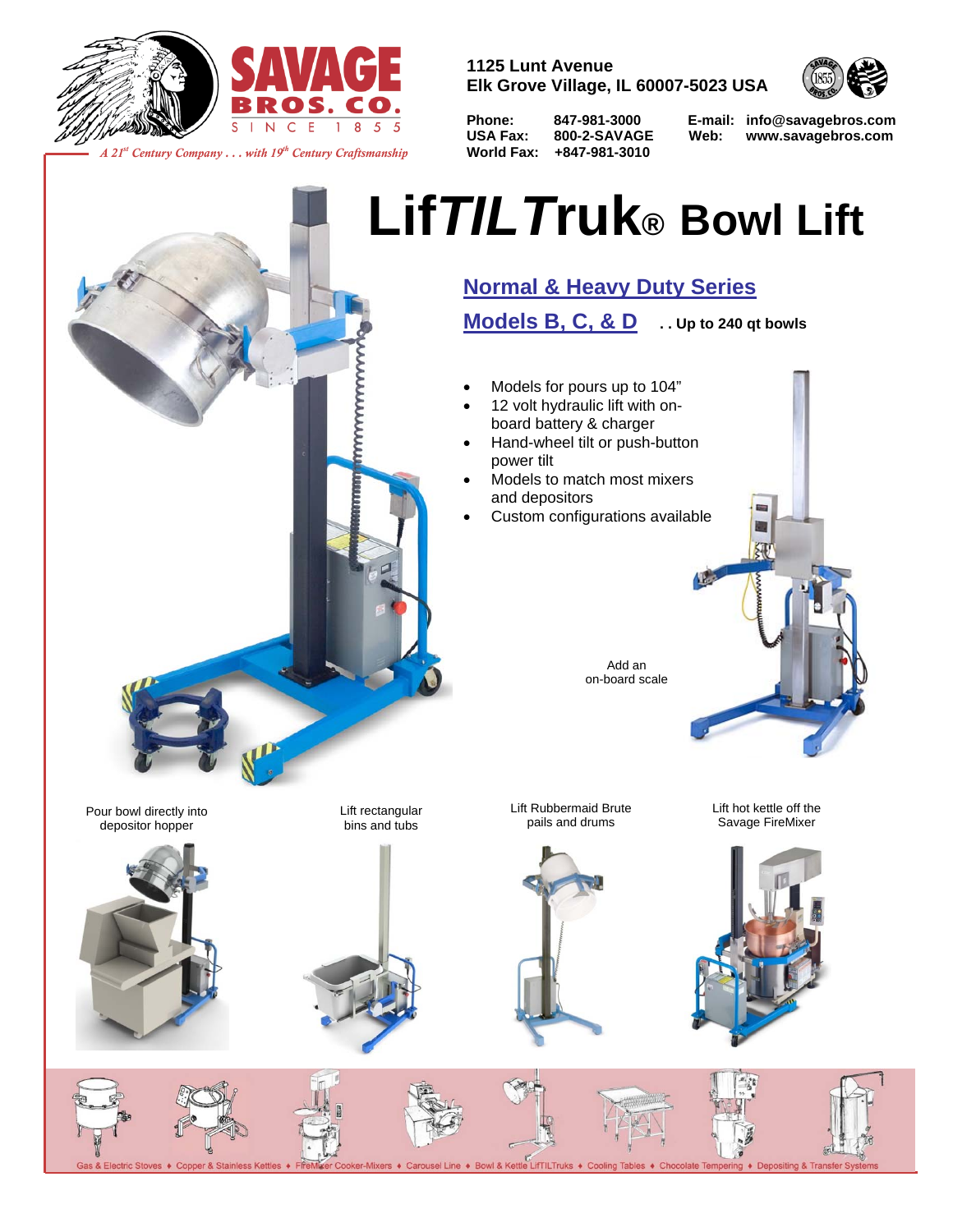SAVAGE BROS. CO.
SINCE 1855

*A 21st Century Company . . . with 19th Century Craftsmanship*

**1125 Lunt Avenue**
**Elk Grove Village, IL 60007-5023 USA**

**Phone:** 847-981-3000
**USA Fax:** 800-2-SAVAGE
**World Fax:** +847-981-3010
**E-mail:** info@savagebros.com
**Web:** www.savagebros.com

# Lif*TILT*ruk® Bowl Lift

## Normal & Heavy Duty Series

## Models B, C, & D . . Up to 240 qt bowls

- Models for pours up to 104"
- 12 volt hydraulic lift with on-board battery & charger
- Hand-wheel tilt or push-button power tilt
- Models to match most mixers and depositors
- Custom configurations available

Add an on-board scale

Pour bowl directly into depositor hopper

Lift rectangular bins and tubs

Lift Rubbermaid Brute pails and drums

Lift hot kettle off the Savage FireMixer

Gas & Electric Stoves ♦ Copper & Stainless Kettles ♦ FireMixer Cooker-Mixers ♦ Carousel Line ♦ Bowl & Kettle LifTILTruks ♦ Cooling Tables ♦ Chocolate Tempering ♦ Depositing & Transfer Systems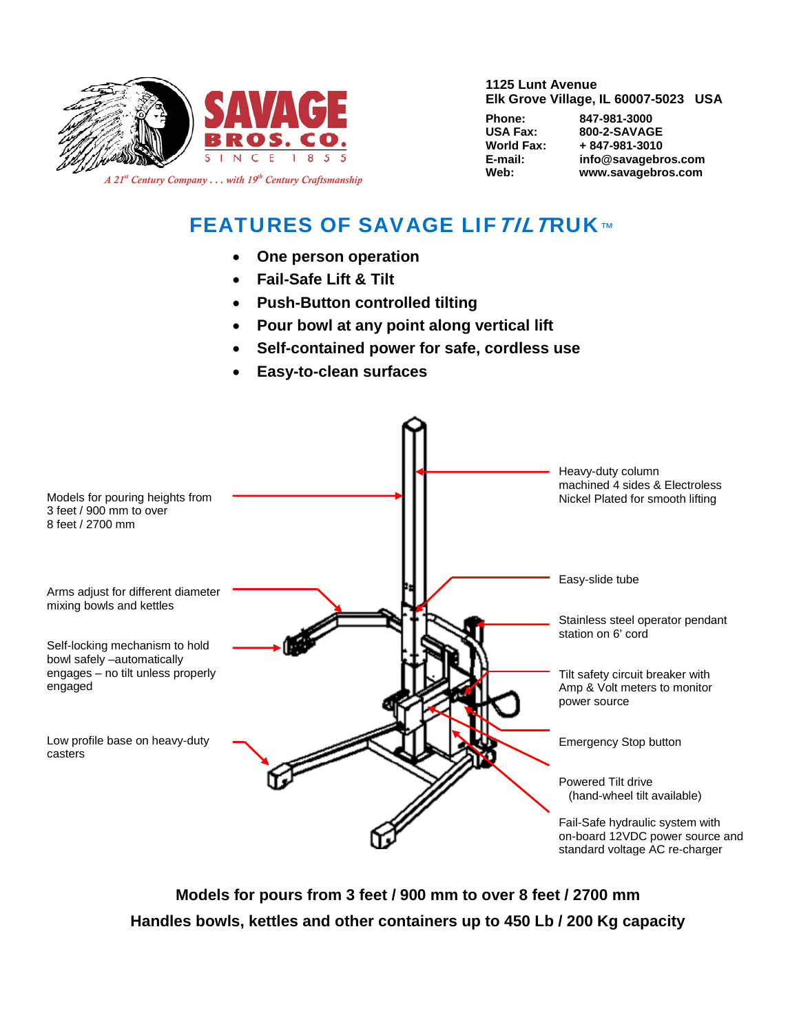SAVAGE BROS. CO.
SINCE 1855

*A 21st Century Company . . . with 19th Century Craftsmanship*

**1125 Lunt Avenue**
**Elk Grove Village, IL 60007-5023 USA**

| | |
|---|---|
| **Phone:** | **847-981-3000** |
| **USA Fax:** | **800-2-SAVAGE** |
| **World Fax:** | **+ 847-981-3010** |
| **E-mail:** | **info@savagebros.com** |
| **Web:** | **www.savagebros.com** |

# FEATURES OF SAVAGE LIF*TILT*RUK™

- **One person operation**
- **Fail-Safe Lift & Tilt**
- **Push-Button controlled tilting**
- **Pour bowl at any point along vertical lift**
- **Self-contained power for safe, cordless use**
- **Easy-to-clean surfaces**

Models for pouring heights from 3 feet / 900 mm to over 8 feet / 2700 mm

Arms adjust for different diameter mixing bowls and kettles

Self-locking mechanism to hold bowl safely –automatically engages – no tilt unless properly engaged

Low profile base on heavy-duty casters

Heavy-duty column machined 4 sides & Electroless Nickel Plated for smooth lifting

Easy-slide tube

Stainless steel operator pendant station on 6' cord

Tilt safety circuit breaker with Amp & Volt meters to monitor power source

Emergency Stop button

Powered Tilt drive
(hand-wheel tilt available)

Fail-Safe hydraulic system with on-board 12VDC power source and standard voltage AC re-charger

**Models for pours from 3 feet / 900 mm to over 8 feet / 2700 mm**

**Handles bowls, kettles and other containers up to 450 Lb / 200 Kg capacity**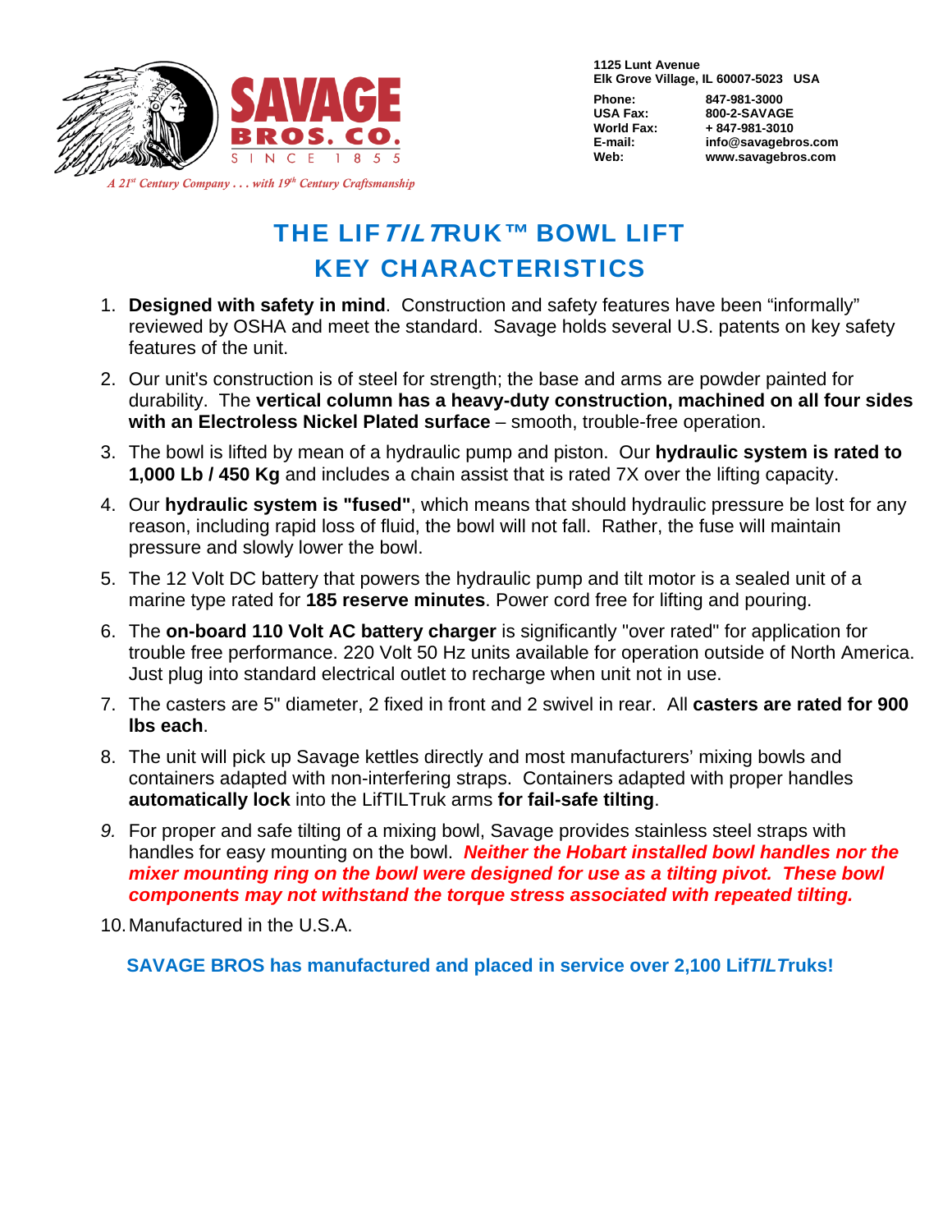SAVAGE BROS. CO.
SINCE 1855

*A 21st Century Company . . . with 19th Century Craftsmanship*

**1125 Lunt Avenue**
**Elk Grove Village, IL 60007-5023 USA**

| | |
|---|---|
| **Phone:** | **847-981-3000** |
| **USA Fax:** | **800-2-SAVAGE** |
| **World Fax:** | **+ 847-981-3010** |
| **E-mail:** | **info@savagebros.com** |
| **Web:** | **www.savagebros.com** |

# THE LIF*TILT*RUK™ BOWL LIFT
# KEY CHARACTERISTICS

1. **Designed with safety in mind**. Construction and safety features have been "informally" reviewed by OSHA and meet the standard. Savage holds several U.S. patents on key safety features of the unit.
2. Our unit's construction is of steel for strength; the base and arms are powder painted for durability. The **vertical column has a heavy-duty construction, machined on all four sides with an Electroless Nickel Plated surface** – smooth, trouble-free operation.
3. The bowl is lifted by mean of a hydraulic pump and piston. Our **hydraulic system is rated to 1,000 Lb / 450 Kg** and includes a chain assist that is rated 7X over the lifting capacity.
4. Our **hydraulic system is "fused"**, which means that should hydraulic pressure be lost for any reason, including rapid loss of fluid, the bowl will not fall. Rather, the fuse will maintain pressure and slowly lower the bowl.
5. The 12 Volt DC battery that powers the hydraulic pump and tilt motor is a sealed unit of a marine type rated for **185 reserve minutes**. Power cord free for lifting and pouring.
6. The **on-board 110 Volt AC battery charger** is significantly "over rated" for application for trouble free performance. 220 Volt 50 Hz units available for operation outside of North America. Just plug into standard electrical outlet to recharge when unit not in use.
7. The casters are 5" diameter, 2 fixed in front and 2 swivel in rear. All **casters are rated for 900 lbs each**.
8. The unit will pick up Savage kettles directly and most manufacturers' mixing bowls and containers adapted with non-interfering straps. Containers adapted with proper handles **automatically lock** into the LifTILTruk arms **for fail-safe tilting**.
9. For proper and safe tilting of a mixing bowl, Savage provides stainless steel straps with handles for easy mounting on the bowl. ***Neither the Hobart installed bowl handles nor the mixer mounting ring on the bowl were designed for use as a tilting pivot. These bowl components may not withstand the torque stress associated with repeated tilting.***
10. Manufactured in the U.S.A.

**SAVAGE BROS has manufactured and placed in service over 2,100 Lif*TILT*ruks!**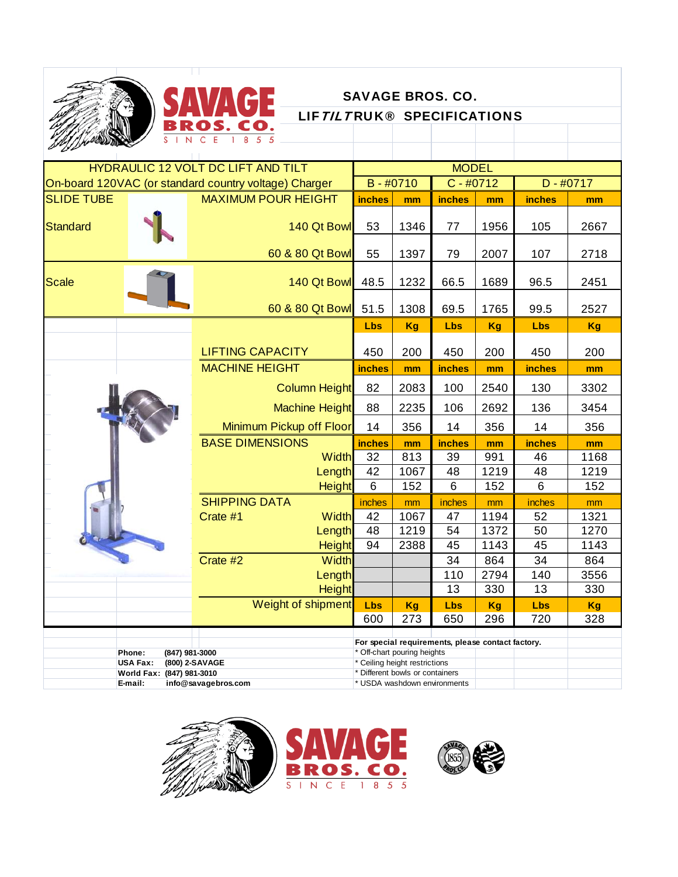# SAVAGE BROS. CO.

## LIF*TILT*RUK® SPECIFICATIONS

| HYDRAULIC 12 VOLT DC LIFT AND TILT | | MODEL | | | | | |
|---|---|---|---|---|---|---|---|
| On-board 120VAC (or standard country voltage) Charger | | B - #0710 | | C - #0712 | | D - #0717 | |
| SLIDE TUBE | MAXIMUM POUR HEIGHT | inches | mm | inches | mm | inches | mm |
| Standard | 140 Qt Bowl | 53 | 1346 | 77 | 1956 | 105 | 2667 |
| | 60 & 80 Qt Bowl | 55 | 1397 | 79 | 2007 | 107 | 2718 |
| Scale | 140 Qt Bowl | 48.5 | 1232 | 66.5 | 1689 | 96.5 | 2451 |
| | 60 & 80 Qt Bowl | 51.5 | 1308 | 69.5 | 1765 | 99.5 | 2527 |
| | | Lbs | Kg | Lbs | Kg | Lbs | Kg |
| | LIFTING CAPACITY | 450 | 200 | 450 | 200 | 450 | 200 |
| | MACHINE HEIGHT | inches | mm | inches | mm | inches | mm |
| | Column Height | 82 | 2083 | 100 | 2540 | 130 | 3302 |
| | Machine Height | 88 | 2235 | 106 | 2692 | 136 | 3454 |
| | Minimum Pickup off Floor | 14 | 356 | 14 | 356 | 14 | 356 |
| | BASE DIMENSIONS | inches | mm | inches | mm | inches | mm |
| | Width | 32 | 813 | 39 | 991 | 46 | 1168 |
| | Length | 42 | 1067 | 48 | 1219 | 48 | 1219 |
| | Height | 6 | 152 | 6 | 152 | 6 | 152 |
| | SHIPPING DATA | inches | mm | inches | mm | inches | mm |
| | Crate #1 Width | 42 | 1067 | 47 | 1194 | 52 | 1321 |
| | Length | 48 | 1219 | 54 | 1372 | 50 | 1270 |
| | Height | 94 | 2388 | 45 | 1143 | 45 | 1143 |
| | Crate #2 Width | | | 34 | 864 | 34 | 864 |
| | Length | | | 110 | 2794 | 140 | 3556 |
| | Height | | | 13 | 330 | 13 | 330 |
| | Weight of shipment | Lbs | Kg | Lbs | Kg | Lbs | Kg |
| | | 600 | 273 | 650 | 296 | 720 | 328 |

**Phone:** (847) 981-3000
**USA Fax:** (800) 2-SAVAGE
**World Fax:** (847) 981-3010
**E-mail:** info@savagebros.com

**For special requirements, please contact factory.**
* Off-chart pouring heights
* Ceiling height restrictions
* Different bowls or containers
* USDA washdown environments

SAVAGE BROS. CO. SINCE 1855